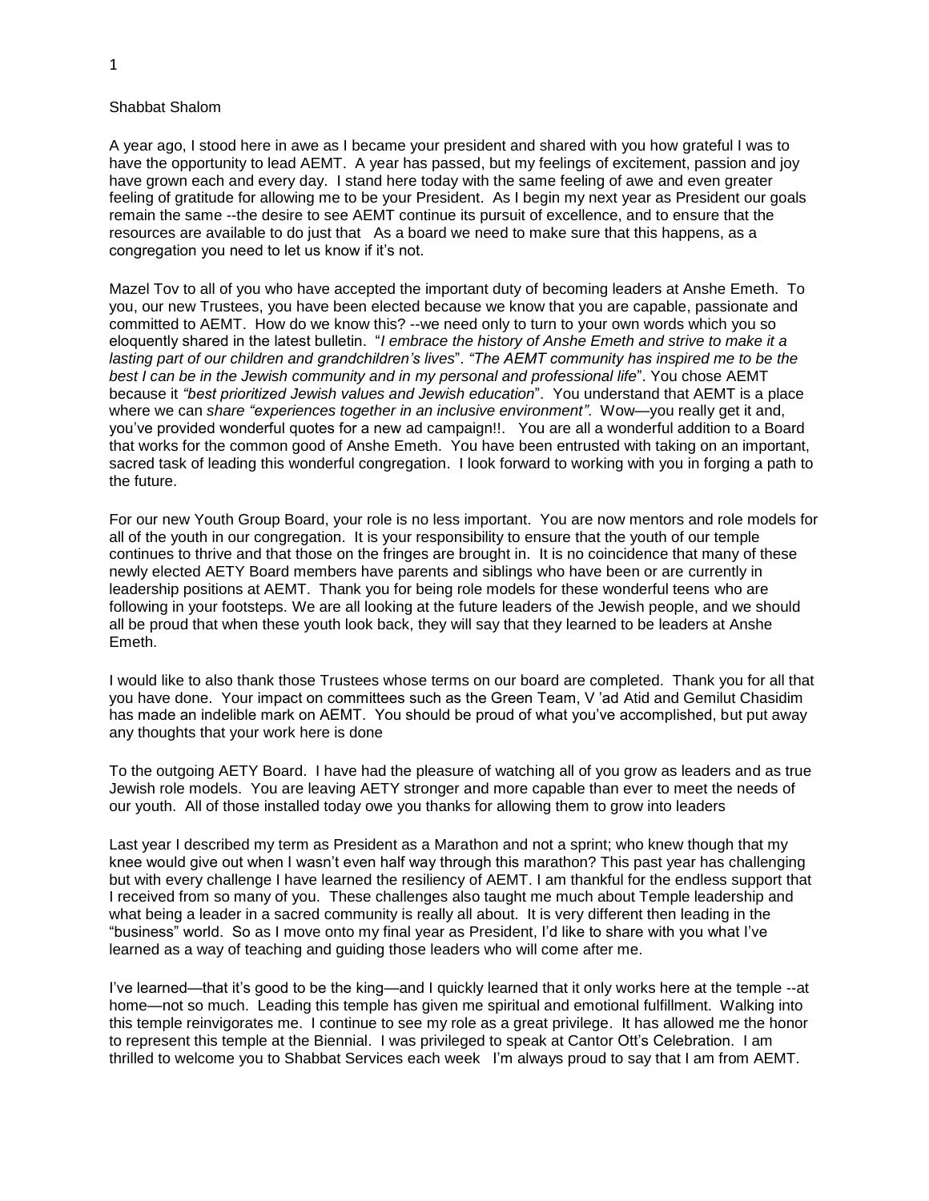Shabbat Shalom

A year ago, I stood here in awe as I became your president and shared with you how grateful I was to have the opportunity to lead AEMT. A year has passed, but my feelings of excitement, passion and joy have grown each and every day. I stand here today with the same feeling of awe and even greater feeling of gratitude for allowing me to be your President. As I begin my next year as President our goals remain the same --the desire to see AEMT continue its pursuit of excellence, and to ensure that the resources are available to do just that As a board we need to make sure that this happens, as a congregation you need to let us know if it's not.

Mazel Tov to all of you who have accepted the important duty of becoming leaders at Anshe Emeth. To you, our new Trustees, you have been elected because we know that you are capable, passionate and committed to AEMT. How do we know this? --we need only to turn to your own words which you so eloquently shared in the latest bulletin. "*I embrace the history of Anshe Emeth and strive to make it a lasting part of our children and grandchildren's lives*". *"The AEMT community has inspired me to be the best I can be in the Jewish community and in my personal and professional life*". You chose AEMT because it *"best prioritized Jewish values and Jewish education*". You understand that AEMT is a place where we can *share "experiences together in an inclusive environment"*. Wow—you really get it and, you've provided wonderful quotes for a new ad campaign!!. You are all a wonderful addition to a Board that works for the common good of Anshe Emeth. You have been entrusted with taking on an important, sacred task of leading this wonderful congregation. I look forward to working with you in forging a path to the future.

For our new Youth Group Board, your role is no less important. You are now mentors and role models for all of the youth in our congregation. It is your responsibility to ensure that the youth of our temple continues to thrive and that those on the fringes are brought in. It is no coincidence that many of these newly elected AETY Board members have parents and siblings who have been or are currently in leadership positions at AEMT. Thank you for being role models for these wonderful teens who are following in your footsteps. We are all looking at the future leaders of the Jewish people, and we should all be proud that when these youth look back, they will say that they learned to be leaders at Anshe Emeth.

I would like to also thank those Trustees whose terms on our board are completed. Thank you for all that you have done. Your impact on committees such as the Green Team, V 'ad Atid and Gemilut Chasidim has made an indelible mark on AEMT. You should be proud of what you've accomplished, but put away any thoughts that your work here is done

To the outgoing AETY Board. I have had the pleasure of watching all of you grow as leaders and as true Jewish role models. You are leaving AETY stronger and more capable than ever to meet the needs of our youth. All of those installed today owe you thanks for allowing them to grow into leaders

Last year I described my term as President as a Marathon and not a sprint; who knew though that my knee would give out when I wasn't even half way through this marathon? This past year has challenging but with every challenge I have learned the resiliency of AEMT. I am thankful for the endless support that I received from so many of you. These challenges also taught me much about Temple leadership and what being a leader in a sacred community is really all about. It is very different then leading in the "business" world. So as I move onto my final year as President, I'd like to share with you what I've learned as a way of teaching and guiding those leaders who will come after me.

I've learned—that it's good to be the king—and I quickly learned that it only works here at the temple --at home—not so much. Leading this temple has given me spiritual and emotional fulfillment. Walking into this temple reinvigorates me. I continue to see my role as a great privilege. It has allowed me the honor to represent this temple at the Biennial. I was privileged to speak at Cantor Ott's Celebration. I am thrilled to welcome you to Shabbat Services each week I'm always proud to say that I am from AEMT.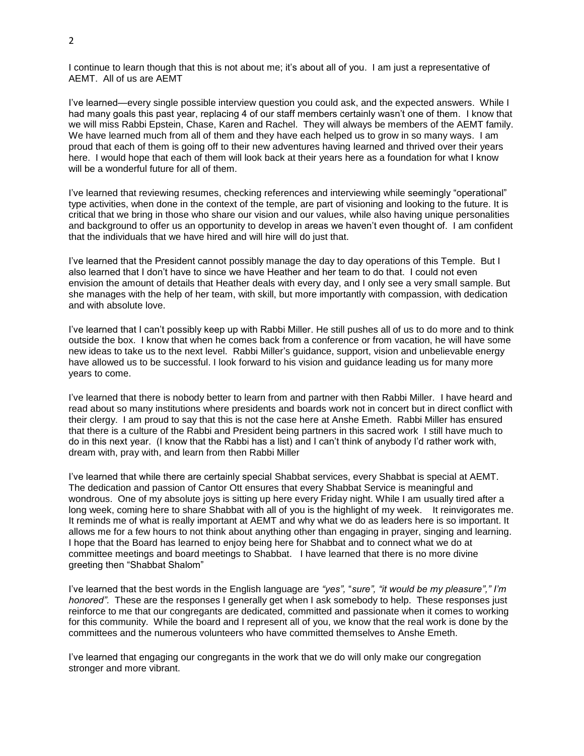I continue to learn though that this is not about me; it's about all of you. I am just a representative of AEMT. All of us are AEMT

I've learned—every single possible interview question you could ask, and the expected answers. While I had many goals this past year, replacing 4 of our staff members certainly wasn't one of them. I know that we will miss Rabbi Epstein, Chase, Karen and Rachel. They will always be members of the AEMT family. We have learned much from all of them and they have each helped us to grow in so many ways. I am proud that each of them is going off to their new adventures having learned and thrived over their years here. I would hope that each of them will look back at their years here as a foundation for what I know will be a wonderful future for all of them.

I've learned that reviewing resumes, checking references and interviewing while seemingly "operational" type activities, when done in the context of the temple, are part of visioning and looking to the future. It is critical that we bring in those who share our vision and our values, while also having unique personalities and background to offer us an opportunity to develop in areas we haven't even thought of. I am confident that the individuals that we have hired and will hire will do just that.

I've learned that the President cannot possibly manage the day to day operations of this Temple. But I also learned that I don't have to since we have Heather and her team to do that. I could not even envision the amount of details that Heather deals with every day, and I only see a very small sample. But she manages with the help of her team, with skill, but more importantly with compassion, with dedication and with absolute love.

I've learned that I can't possibly keep up with Rabbi Miller. He still pushes all of us to do more and to think outside the box. I know that when he comes back from a conference or from vacation, he will have some new ideas to take us to the next level. Rabbi Miller's guidance, support, vision and unbelievable energy have allowed us to be successful. I look forward to his vision and guidance leading us for many more years to come.

I've learned that there is nobody better to learn from and partner with then Rabbi Miller. I have heard and read about so many institutions where presidents and boards work not in concert but in direct conflict with their clergy. I am proud to say that this is not the case here at Anshe Emeth. Rabbi Miller has ensured that there is a culture of the Rabbi and President being partners in this sacred work I still have much to do in this next year. (I know that the Rabbi has a list) and I can't think of anybody I'd rather work with, dream with, pray with, and learn from then Rabbi Miller

I've learned that while there are certainly special Shabbat services, every Shabbat is special at AEMT. The dedication and passion of Cantor Ott ensures that every Shabbat Service is meaningful and wondrous. One of my absolute joys is sitting up here every Friday night. While I am usually tired after a long week, coming here to share Shabbat with all of you is the highlight of my week. It reinvigorates me. It reminds me of what is really important at AEMT and why what we do as leaders here is so important. It allows me for a few hours to not think about anything other than engaging in prayer, singing and learning. I hope that the Board has learned to enjoy being here for Shabbat and to connect what we do at committee meetings and board meetings to Shabbat. I have learned that there is no more divine greeting then "Shabbat Shalom"

I've learned that the best words in the English language are *"yes",* "*sure", "it would be my pleasure"," I'm honored".* These are the responses I generally get when I ask somebody to help. These responses just reinforce to me that our congregants are dedicated, committed and passionate when it comes to working for this community. While the board and I represent all of you, we know that the real work is done by the committees and the numerous volunteers who have committed themselves to Anshe Emeth.

I've learned that engaging our congregants in the work that we do will only make our congregation stronger and more vibrant.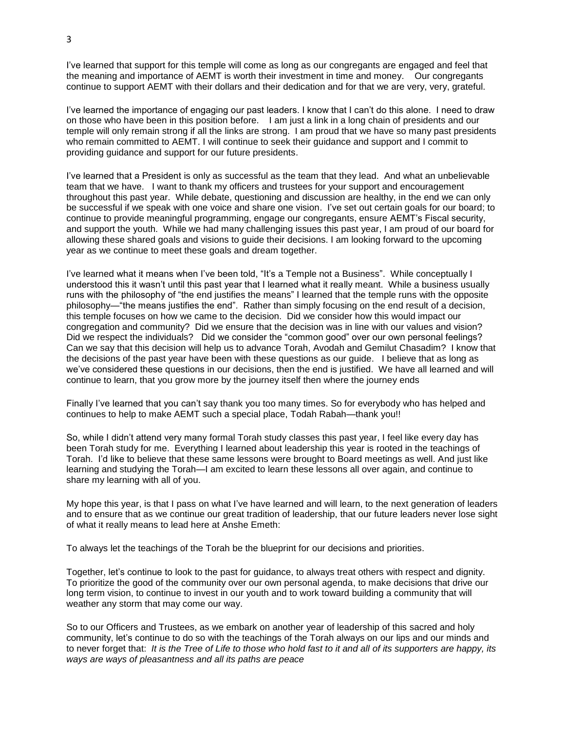I've learned that support for this temple will come as long as our congregants are engaged and feel that the meaning and importance of AEMT is worth their investment in time and money. Our congregants continue to support AEMT with their dollars and their dedication and for that we are very, very, grateful.

I've learned the importance of engaging our past leaders. I know that I can't do this alone. I need to draw on those who have been in this position before. I am just a link in a long chain of presidents and our temple will only remain strong if all the links are strong. I am proud that we have so many past presidents who remain committed to AEMT. I will continue to seek their guidance and support and I commit to providing guidance and support for our future presidents.

I've learned that a President is only as successful as the team that they lead. And what an unbelievable team that we have. I want to thank my officers and trustees for your support and encouragement throughout this past year. While debate, questioning and discussion are healthy, in the end we can only be successful if we speak with one voice and share one vision. I've set out certain goals for our board; to continue to provide meaningful programming, engage our congregants, ensure AEMT's Fiscal security, and support the youth. While we had many challenging issues this past year, I am proud of our board for allowing these shared goals and visions to guide their decisions. I am looking forward to the upcoming year as we continue to meet these goals and dream together.

I've learned what it means when I've been told, "It's a Temple not a Business". While conceptually I understood this it wasn't until this past year that I learned what it really meant. While a business usually runs with the philosophy of "the end justifies the means" I learned that the temple runs with the opposite philosophy—"the means justifies the end". Rather than simply focusing on the end result of a decision, this temple focuses on how we came to the decision. Did we consider how this would impact our congregation and community? Did we ensure that the decision was in line with our values and vision? Did we respect the individuals? Did we consider the "common good" over our own personal feelings? Can we say that this decision will help us to advance Torah, Avodah and Gemilut Chasadim? I know that the decisions of the past year have been with these questions as our guide. I believe that as long as we've considered these questions in our decisions, then the end is justified. We have all learned and will continue to learn, that you grow more by the journey itself then where the journey ends

Finally I've learned that you can't say thank you too many times. So for everybody who has helped and continues to help to make AEMT such a special place, Todah Rabah—thank you!!

So, while I didn't attend very many formal Torah study classes this past year, I feel like every day has been Torah study for me. Everything I learned about leadership this year is rooted in the teachings of Torah. I'd like to believe that these same lessons were brought to Board meetings as well. And just like learning and studying the Torah—I am excited to learn these lessons all over again, and continue to share my learning with all of you.

My hope this year, is that I pass on what I've have learned and will learn, to the next generation of leaders and to ensure that as we continue our great tradition of leadership, that our future leaders never lose sight of what it really means to lead here at Anshe Emeth:

To always let the teachings of the Torah be the blueprint for our decisions and priorities.

Together, let's continue to look to the past for guidance, to always treat others with respect and dignity. To prioritize the good of the community over our own personal agenda, to make decisions that drive our long term vision, to continue to invest in our youth and to work toward building a community that will weather any storm that may come our way.

So to our Officers and Trustees, as we embark on another year of leadership of this sacred and holy community, let's continue to do so with the teachings of the Torah always on our lips and our minds and to never forget that: *It is the Tree of Life to those who hold fast to it and all of its supporters are happy, its ways are ways of pleasantness and all its paths are peace*